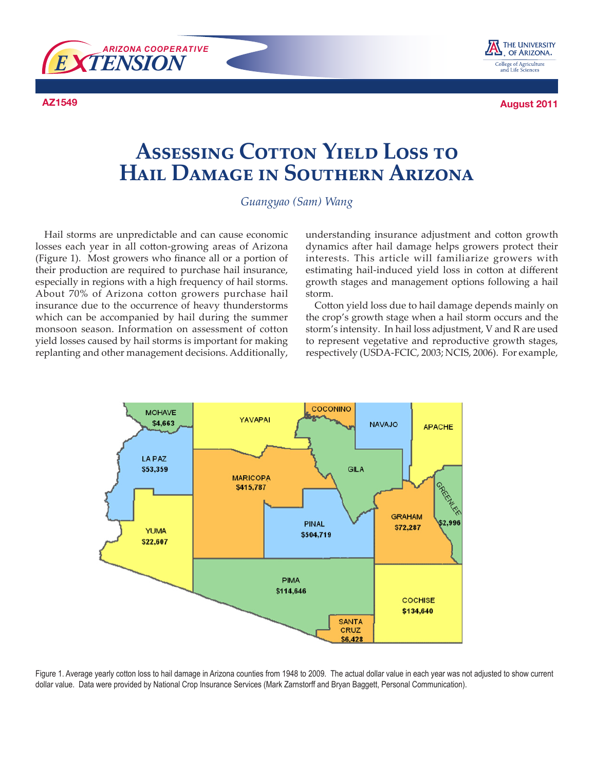AZ1549

August 2011

# Assessing Cotton Yield Loss to Hail Damage in Southern Arizona

*Guangyao (Sam) Wang*

Hail storms are unpredictable and can cause economic losses each year in all cotton-growing areas of Arizona (Figure 1). Most growers who finance all or a portion of their production are required to purchase hail insurance, especially in regions with a high frequency of hail storms. About 70% of Arizona cotton growers purchase hail insurance due to the occurrence of heavy thunderstorms which can be accompanied by hail during the summer monsoon season. Information on assessment of cotton yield losses caused by hail storms is important for making replanting and other management decisions. Additionally, understanding insurance adjustment and cotton growth dynamics after hail damage helps growers protect their interests. This article will familiarize growers with estimating hail-induced yield loss in cotton at different growth stages and management options following a hail storm.

Cotton yield loss due to hail damage depends mainly on the crop's growth stage when a hail storm occurs and the storm's intensity. In hail loss adjustment, V and R are used to represent vegetative and reproductive growth stages, respectively (USDA-FCIC, 2003; NCIS, 2006). For example,

| County | Average yearly cotton loss |
|---|---|
| MOHAVE | $4,663 |
| YAVAPAI | |
| COCONINO | |
| NAVAJO | |
| APACHE | |
| LA PAZ | $53,359 |
| MARICOPA | $415,787 |
| GILA | |
| GREENLEE | $2,996 |
| GRAHAM | $72,287 |
| PINAL | $504,719 |
| YUMA | $22,607 |
| PIMA | $114,646 |
| COCHISE | $134,640 |
| SANTA CRUZ | $6,428 |

Figure 1. Average yearly cotton loss to hail damage in Arizona counties from 1948 to 2009. The actual dollar value in each year was not adjusted to show current dollar value. Data were provided by National Crop Insurance Services (Mark Zarnstorff and Bryan Baggett, Personal Communication).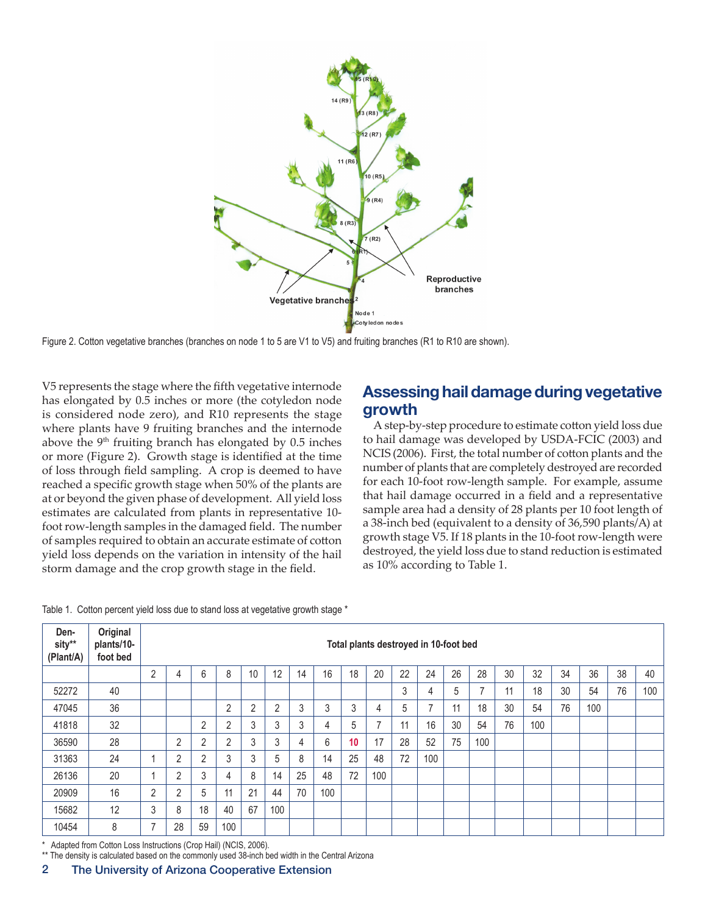Figure 2. Cotton vegetative branches (branches on node 1 to 5 are V1 to V5) and fruiting branches (R1 to R10 are shown).

V5 represents the stage where the fifth vegetative internode has elongated by 0.5 inches or more (the cotyledon node is considered node zero), and R10 represents the stage where plants have 9 fruiting branches and the internode above the 9th fruiting branch has elongated by 0.5 inches or more (Figure 2). Growth stage is identified at the time of loss through field sampling. A crop is deemed to have reached a specific growth stage when 50% of the plants are at or beyond the given phase of development. All yield loss estimates are calculated from plants in representative 10-foot row-length samples in the damaged field. The number of samples required to obtain an accurate estimate of cotton yield loss depends on the variation in intensity of the hail storm damage and the crop growth stage in the field.

## Assessing hail damage during vegetative growth

A step-by-step procedure to estimate cotton yield loss due to hail damage was developed by USDA-FCIC (2003) and NCIS (2006). First, the total number of cotton plants and the number of plants that are completely destroyed are recorded for each 10-foot row-length sample. For example, assume that hail damage occurred in a field and a representative sample area had a density of 28 plants per 10 foot length of a 38-inch bed (equivalent to a density of 36,590 plants/A) at growth stage V5. If 18 plants in the 10-foot row-length were destroyed, the yield loss due to stand reduction is estimated as 10% according to Table 1.

Table 1. Cotton percent yield loss due to stand loss at vegetative growth stage *

| Density** (Plant/A) | Original plants/10-foot bed | Total plants destroyed in 10-foot bed | | | | | | | | | | | | | | | | | | | |
|---|---|---|---|---|---|---|---|---|---|---|---|---|---|---|---|---|---|---|---|---|---|
| | | 2 | 4 | 6 | 8 | 10 | 12 | 14 | 16 | 18 | 20 | 22 | 24 | 26 | 28 | 30 | 32 | 34 | 36 | 38 | 40 |
| 52272 | 40 | | | | | | | | | | | 3 | 4 | 5 | 7 | 11 | 18 | 30 | 54 | 76 | 100 |
| 47045 | 36 | | | | 2 | 2 | 2 | 3 | 3 | 3 | 4 | 5 | 7 | 11 | 18 | 30 | 54 | 76 | 100 | | |
| 41818 | 32 | | | 2 | 2 | 3 | 3 | 3 | 4 | 5 | 7 | 11 | 16 | 30 | 54 | 76 | 100 | | | | |
| 36590 | 28 | | 2 | 2 | 2 | 3 | 3 | 4 | 6 | **10** | 17 | 28 | 52 | 75 | 100 | | | | | | |
| 31363 | 24 | 1 | 2 | 2 | 3 | 3 | 5 | 8 | 14 | 25 | 48 | 72 | 100 | | | | | | | | |
| 26136 | 20 | 1 | 2 | 3 | 4 | 8 | 14 | 25 | 48 | 72 | 100 | | | | | | | | | | |
| 20909 | 16 | 2 | 2 | 5 | 11 | 21 | 44 | 70 | 100 | | | | | | | | | | | | |
| 15682 | 12 | 3 | 8 | 18 | 40 | 67 | 100 | | | | | | | | | | | | | | |
| 10454 | 8 | 7 | 28 | 59 | 100 | | | | | | | | | | | | | | | | |

\* Adapted from Cotton Loss Instructions (Crop Hail) (NCIS, 2006).

** The density is calculated based on the commonly used 38-inch bed width in the Central Arizona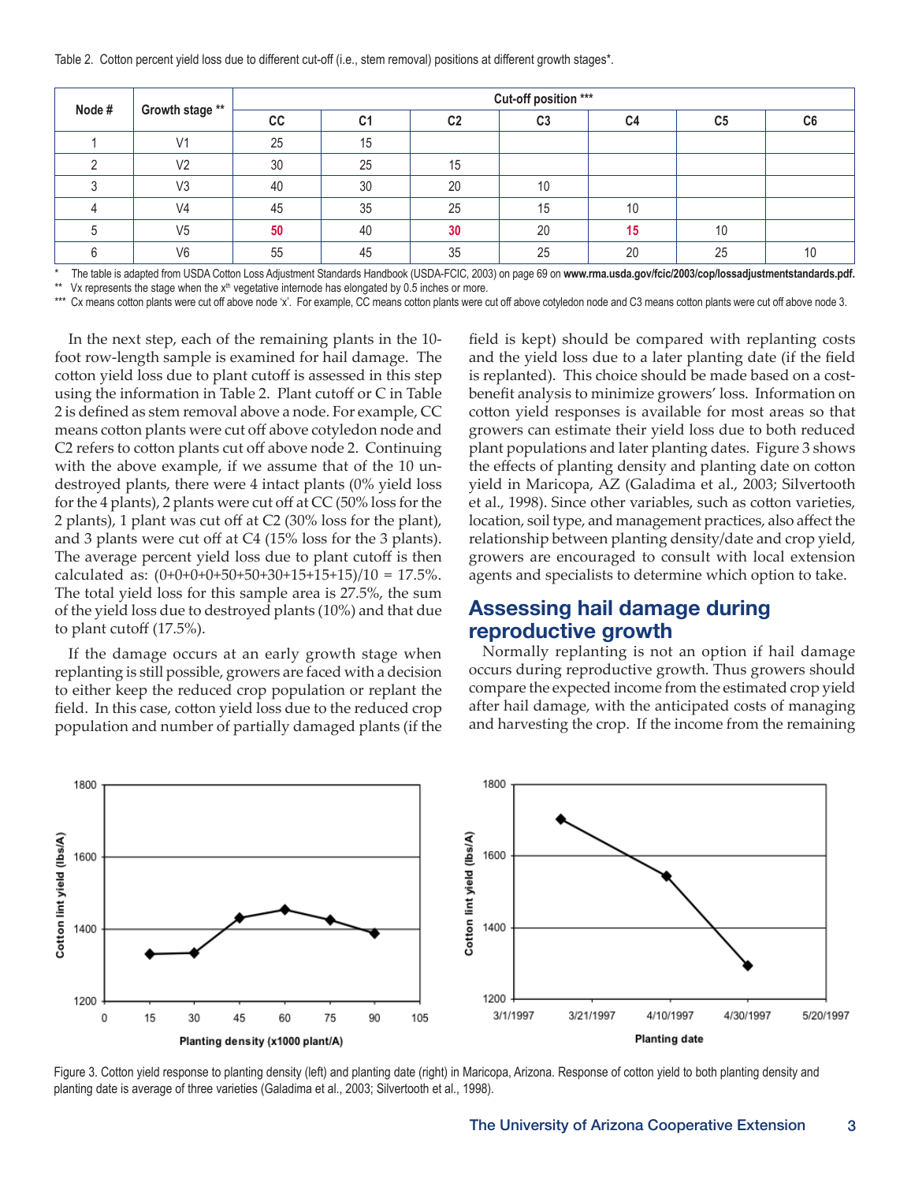Table 2. Cotton percent yield loss due to different cut-off (i.e., stem removal) positions at different growth stages*.

| Node # | Growth stage ** | Cut-off position *** | | | | | | |
|---|---|---|---|---|---|---|---|---|
| | | CC | C1 | C2 | C3 | C4 | C5 | C6 |
| 1 | V1 | 25 | 15 | | | | | |
| 2 | V2 | 30 | 25 | 15 | | | | |
| 3 | V3 | 40 | 30 | 20 | 10 | | | |
| 4 | V4 | 45 | 35 | 25 | 15 | 10 | | |
| 5 | V5 | **50** | 40 | **30** | 20 | **15** | 10 | |
| 6 | V6 | 55 | 45 | 35 | 25 | 20 | 25 | 10 |

\* The table is adapted from USDA Cotton Loss Adjustment Standards Handbook (USDA-FCIC, 2003) on page 69 on **www.rma.usda.gov/fcic/2003/cop/lossadjustmentstandards.pdf.**

\** Vx represents the stage when the $x^{th}$ vegetative internode has elongated by 0.5 inches or more.

\*** Cx means cotton plants were cut off above node 'x'. For example, CC means cotton plants were cut off above cotyledon node and C3 means cotton plants were cut off above node 3.

In the next step, each of the remaining plants in the 10-foot row-length sample is examined for hail damage. The cotton yield loss due to plant cutoff is assessed in this step using the information in Table 2. Plant cutoff or C in Table 2 is defined as stem removal above a node. For example, CC means cotton plants were cut off above cotyledon node and C2 refers to cotton plants cut off above node 2. Continuing with the above example, if we assume that of the 10 un-destroyed plants, there were 4 intact plants (0% yield loss for the 4 plants), 2 plants were cut off at CC (50% loss for the 2 plants), 1 plant was cut off at C2 (30% loss for the plant), and 3 plants were cut off at C4 (15% loss for the 3 plants). The average percent yield loss due to plant cutoff is then calculated as: (0+0+0+0+50+50+30+15+15+15)/10 = 17.5%. The total yield loss for this sample area is 27.5%, the sum of the yield loss due to destroyed plants (10%) and that due to plant cutoff (17.5%).

If the damage occurs at an early growth stage when replanting is still possible, growers are faced with a decision to either keep the reduced crop population or replant the field. In this case, cotton yield loss due to the reduced crop population and number of partially damaged plants (if the field is kept) should be compared with replanting costs and the yield loss due to a later planting date (if the field is replanted). This choice should be made based on a cost-benefit analysis to minimize growers' loss. Information on cotton yield responses is available for most areas so that growers can estimate their yield loss due to both reduced plant populations and later planting dates. Figure 3 shows the effects of planting density and planting date on cotton yield in Maricopa, AZ (Galadima et al., 2003; Silvertooth et al., 1998). Since other variables, such as cotton varieties, location, soil type, and management practices, also affect the relationship between planting density/date and crop yield, growers are encouraged to consult with local extension agents and specialists to determine which option to take.

## Assessing hail damage during reproductive growth

Normally replanting is not an option if hail damage occurs during reproductive growth. Thus growers should compare the expected income from the estimated crop yield after hail damage, with the anticipated costs of managing and harvesting the crop. If the income from the remaining

Figure 3. Cotton yield response to planting density (left) and planting date (right) in Maricopa, Arizona. Response of cotton yield to both planting density and planting date is average of three varieties (Galadima et al., 2003; Silvertooth et al., 1998).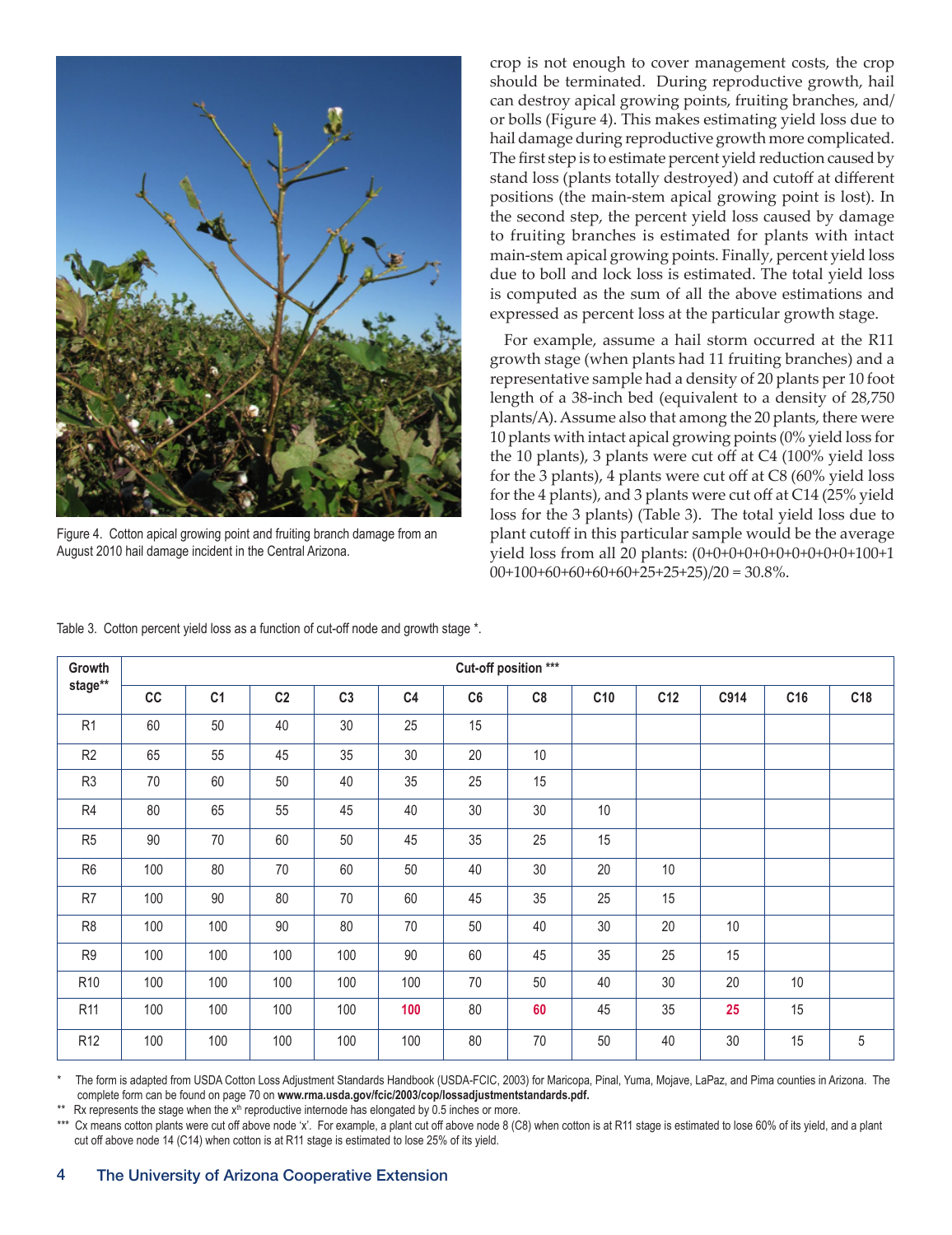Figure 4. Cotton apical growing point and fruiting branch damage from an August 2010 hail damage incident in the Central Arizona.

crop is not enough to cover management costs, the crop should be terminated. During reproductive growth, hail can destroy apical growing points, fruiting branches, and/or bolls (Figure 4). This makes estimating yield loss due to hail damage during reproductive growth more complicated. The first step is to estimate percent yield reduction caused by stand loss (plants totally destroyed) and cutoff at different positions (the main-stem apical growing point is lost). In the second step, the percent yield loss caused by damage to fruiting branches is estimated for plants with intact main-stem apical growing points. Finally, percent yield loss due to boll and lock loss is estimated. The total yield loss is computed as the sum of all the above estimations and expressed as percent loss at the particular growth stage.

For example, assume a hail storm occurred at the R11 growth stage (when plants had 11 fruiting branches) and a representative sample had a density of 20 plants per 10 foot length of a 38-inch bed (equivalent to a density of 28,750 plants/A). Assume also that among the 20 plants, there were 10 plants with intact apical growing points (0% yield loss for the 10 plants), 3 plants were cut off at C4 (100% yield loss for the 3 plants), 4 plants were cut off at C8 (60% yield loss for the 4 plants), and 3 plants were cut off at C14 (25% yield loss for the 3 plants) (Table 3). The total yield loss due to plant cutoff in this particular sample would be the average yield loss from all 20 plants: (0+0+0+0+0+0+0+0+0+0+100+100+100+60+60+60+60+25+25+25)/20 = 30.8%.

Table 3. Cotton percent yield loss as a function of cut-off node and growth stage *.

| Growth stage** | Cut-off position *** | | | | | | | | | | | |
|---|---|---|---|---|---|---|---|---|---|---|---|---|
| | CC | C1 | C2 | C3 | C4 | C6 | C8 | C10 | C12 | C914 | C16 | C18 |
| R1 | 60 | 50 | 40 | 30 | 25 | 15 | | | | | | |
| R2 | 65 | 55 | 45 | 35 | 30 | 20 | 10 | | | | | |
| R3 | 70 | 60 | 50 | 40 | 35 | 25 | 15 | | | | | |
| R4 | 80 | 65 | 55 | 45 | 40 | 30 | 30 | 10 | | | | |
| R5 | 90 | 70 | 60 | 50 | 45 | 35 | 25 | 15 | | | | |
| R6 | 100 | 80 | 70 | 60 | 50 | 40 | 30 | 20 | 10 | | | |
| R7 | 100 | 90 | 80 | 70 | 60 | 45 | 35 | 25 | 15 | | | |
| R8 | 100 | 100 | 90 | 80 | 70 | 50 | 40 | 30 | 20 | 10 | | |
| R9 | 100 | 100 | 100 | 100 | 90 | 60 | 45 | 35 | 25 | 15 | | |
| R10 | 100 | 100 | 100 | 100 | 100 | 70 | 50 | 40 | 30 | 20 | 10 | |
| R11 | 100 | 100 | 100 | 100 | **100** | 80 | **60** | 45 | 35 | **25** | 15 | |
| R12 | 100 | 100 | 100 | 100 | 100 | 80 | 70 | 50 | 40 | 30 | 15 | 5 |

\* The form is adapted from USDA Cotton Loss Adjustment Standards Handbook (USDA-FCIC, 2003) for Maricopa, Pinal, Yuma, Mojave, LaPaz, and Pima counties in Arizona. The complete form can be found on page 70 on **www.rma.usda.gov/fcic/2003/cop/lossadjustmentstandards.pdf.**

\*\* Rx represents the stage when the x[th] reproductive internode has elongated by 0.5 inches or more.

\*\*\* Cx means cotton plants were cut off above node 'x'. For example, a plant cut off above node 8 (C8) when cotton is at R11 stage is estimated to lose 60% of its yield, and a plant cut off above node 14 (C14) when cotton is at R11 stage is estimated to lose 25% of its yield.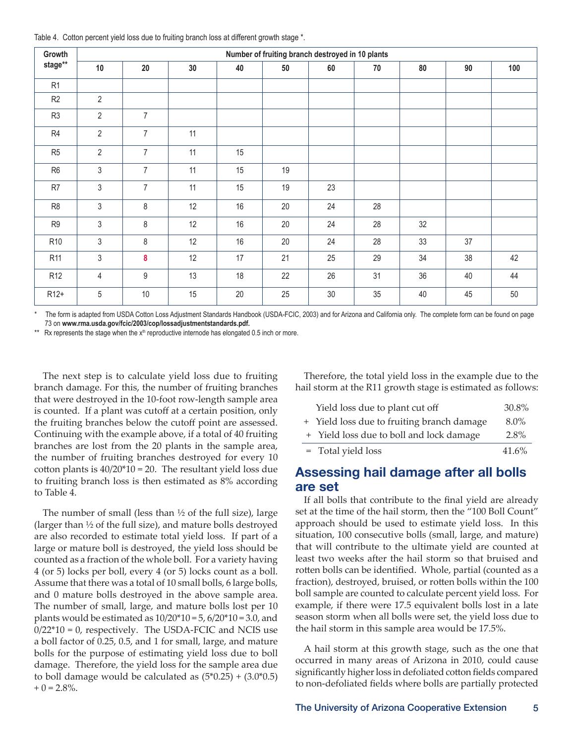Table 4. Cotton percent yield loss due to fruiting branch loss at different growth stage *.

| Growth stage** | Number of fruiting branch destroyed in 10 plants | | | | | | | | | |
|---|---|---|---|---|---|---|---|---|---|---|
| | 10 | 20 | 30 | 40 | 50 | 60 | 70 | 80 | 90 | 100 |
| R1 | | | | | | | | | | |
| R2 | 2 | | | | | | | | | |
| R3 | 2 | 7 | | | | | | | | |
| R4 | 2 | 7 | 11 | | | | | | | |
| R5 | 2 | 7 | 11 | 15 | | | | | | |
| R6 | 3 | 7 | 11 | 15 | 19 | | | | | |
| R7 | 3 | 7 | 11 | 15 | 19 | 23 | | | | |
| R8 | 3 | 8 | 12 | 16 | 20 | 24 | 28 | | | |
| R9 | 3 | 8 | 12 | 16 | 20 | 24 | 28 | 32 | | |
| R10 | 3 | 8 | 12 | 16 | 20 | 24 | 28 | 33 | 37 | |
| R11 | 3 | **8** | 12 | 17 | 21 | 25 | 29 | 34 | 38 | 42 |
| R12 | 4 | 9 | 13 | 18 | 22 | 26 | 31 | 36 | 40 | 44 |
| R12+ | 5 | 10 | 15 | 20 | 25 | 30 | 35 | 40 | 45 | 50 |

\* The form is adapted from USDA Cotton Loss Adjustment Standards Handbook (USDA-FCIC, 2003) and for Arizona and California only. The complete form can be found on page 73 on **www.rma.usda.gov/fcic/2003/cop/lossadjustmentstandards.pdf.**

\*\* Rx represents the stage when the $x^{th}$ reproductive internode has elongated 0.5 inch or more.

The next step is to calculate yield loss due to fruiting branch damage. For this, the number of fruiting branches that were destroyed in the 10-foot row-length sample area is counted. If a plant was cutoff at a certain position, only the fruiting branches below the cutoff point are assessed. Continuing with the example above, if a total of 40 fruiting branches are lost from the 20 plants in the sample area, the number of fruiting branches destroyed for every 10 cotton plants is 40/20\*10 = 20. The resultant yield loss due to fruiting branch loss is then estimated as 8% according to Table 4.

The number of small (less than ½ of the full size), large (larger than ½ of the full size), and mature bolls destroyed are also recorded to estimate total yield loss. If part of a large or mature boll is destroyed, the yield loss should be counted as a fraction of the whole boll. For a variety having 4 (or 5) locks per boll, every 4 (or 5) locks count as a boll. Assume that there was a total of 10 small bolls, 6 large bolls, and 0 mature bolls destroyed in the above sample area. The number of small, large, and mature bolls lost per 10 plants would be estimated as 10/20\*10 = 5, 6/20\*10 = 3.0, and 0/22\*10 = 0, respectively. The USDA-FCIC and NCIS use a boll factor of 0.25, 0.5, and 1 for small, large, and mature bolls for the purpose of estimating yield loss due to boll damage. Therefore, the yield loss for the sample area due to boll damage would be calculated as (5\*0.25) + (3.0\*0.5) + 0 = 2.8%.

Therefore, the total yield loss in the example due to the hail storm at the R11 growth stage is estimated as follows:

| | |
|---|---|
| Yield loss due to plant cut off | 30.8% |
| + Yield loss due to fruiting branch damage | 8.0% |
| + Yield loss due to boll and lock damage | 2.8% |
| = Total yield loss | 41.6% |

## Assessing hail damage after all bolls are set

If all bolls that contribute to the final yield are already set at the time of the hail storm, then the "100 Boll Count" approach should be used to estimate yield loss. In this situation, 100 consecutive bolls (small, large, and mature) that will contribute to the ultimate yield are counted at least two weeks after the hail storm so that bruised and rotten bolls can be identified. Whole, partial (counted as a fraction), destroyed, bruised, or rotten bolls within the 100 boll sample are counted to calculate percent yield loss. For example, if there were 17.5 equivalent bolls lost in a late season storm when all bolls were set, the yield loss due to the hail storm in this sample area would be 17.5%.

A hail storm at this growth stage, such as the one that occurred in many areas of Arizona in 2010, could cause significantly higher loss in defoliated cotton fields compared to non-defoliated fields where bolls are partially protected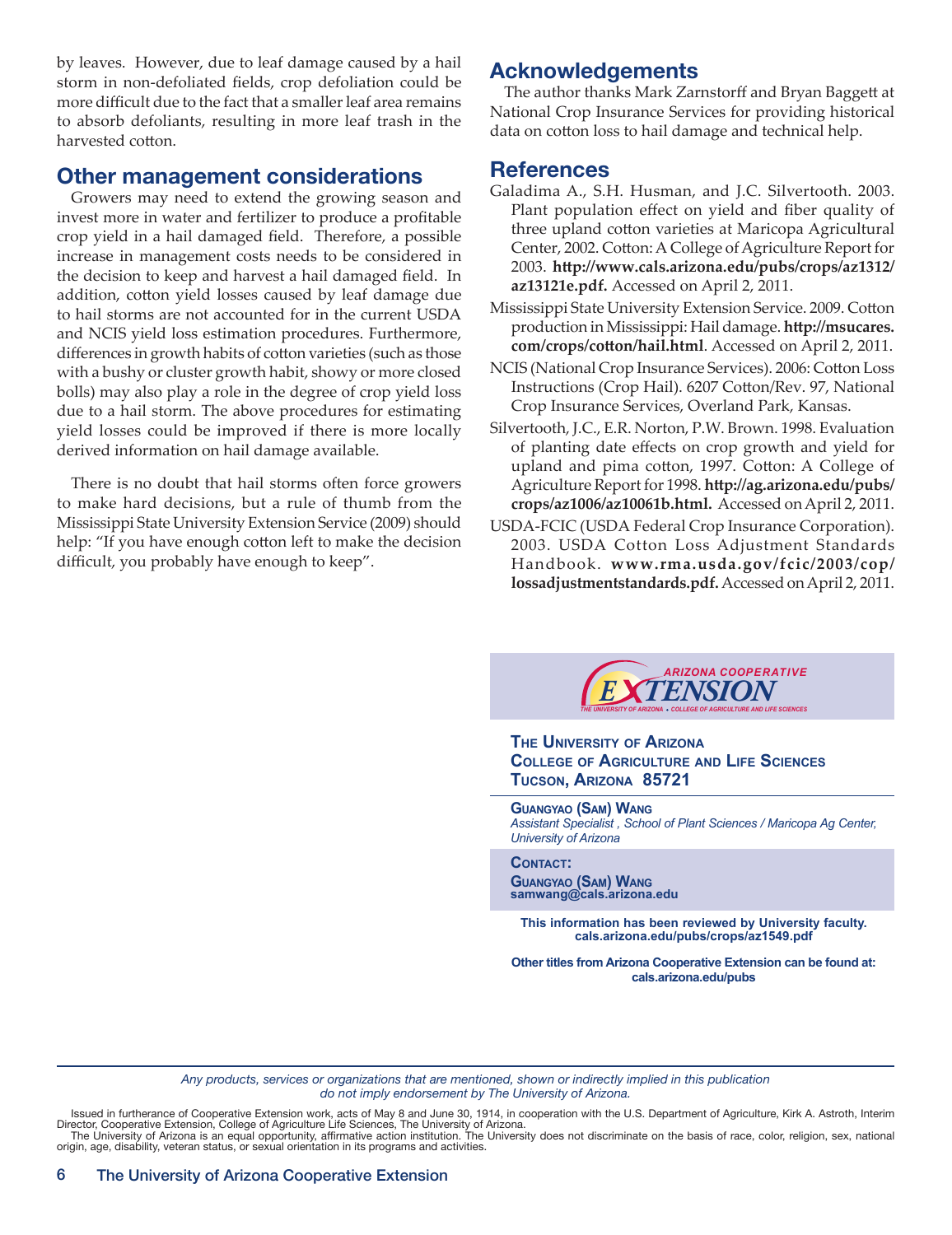by leaves. However, due to leaf damage caused by a hail storm in non-defoliated fields, crop defoliation could be more difficult due to the fact that a smaller leaf area remains to absorb defoliants, resulting in more leaf trash in the harvested cotton.

## Other management considerations

Growers may need to extend the growing season and invest more in water and fertilizer to produce a profitable crop yield in a hail damaged field. Therefore, a possible increase in management costs needs to be considered in the decision to keep and harvest a hail damaged field. In addition, cotton yield losses caused by leaf damage due to hail storms are not accounted for in the current USDA and NCIS yield loss estimation procedures. Furthermore, differences in growth habits of cotton varieties (such as those with a bushy or cluster growth habit, showy or more closed bolls) may also play a role in the degree of crop yield loss due to a hail storm. The above procedures for estimating yield losses could be improved if there is more locally derived information on hail damage available.

There is no doubt that hail storms often force growers to make hard decisions, but a rule of thumb from the Mississippi State University Extension Service (2009) should help: "If you have enough cotton left to make the decision difficult, you probably have enough to keep".

## Acknowledgements

The author thanks Mark Zarnstorff and Bryan Baggett at National Crop Insurance Services for providing historical data on cotton loss to hail damage and technical help.

## References

Galadima A., S.H. Husman, and J.C. Silvertooth. 2003. Plant population effect on yield and fiber quality of three upland cotton varieties at Maricopa Agricultural Center, 2002. Cotton: A College of Agriculture Report for 2003. **http://www.cals.arizona.edu/pubs/crops/az1312/az13121e.pdf.** Accessed on April 2, 2011.

Mississippi State University Extension Service. 2009. Cotton production in Mississippi: Hail damage. **http://msucares.com/crops/cotton/hail.html**. Accessed on April 2, 2011.

NCIS (National Crop Insurance Services). 2006: Cotton Loss Instructions (Crop Hail). 6207 Cotton/Rev. 97, National Crop Insurance Services, Overland Park, Kansas.

Silvertooth, J.C., E.R. Norton, P.W. Brown. 1998. Evaluation of planting date effects on crop growth and yield for upland and pima cotton, 1997. Cotton: A College of Agriculture Report for 1998. **http://ag.arizona.edu/pubs/crops/az1006/az10061b.html.** Accessed on April 2, 2011.

USDA-FCIC (USDA Federal Crop Insurance Corporation). 2003. USDA Cotton Loss Adjustment Standards Handbook. **www.rma.usda.gov/fcic/2003/cop/lossadjustmentstandards.pdf.** Accessed on April 2, 2011.

ARIZONA COOPERATIVE EXTENSION
THE UNIVERSITY OF ARIZONA • COLLEGE OF AGRICULTURE AND LIFE SCIENCES

**The University of Arizona**
**College of Agriculture and Life Sciences**
**Tucson, Arizona 85721**

**Guangyao (Sam) Wang**
*Assistant Specialist , School of Plant Sciences / Maricopa Ag Center, University of Arizona*

**Contact:**
**Guangyao (Sam) Wang**
**samwang@cals.arizona.edu**

**This information has been reviewed by University faculty.**
**cals.arizona.edu/pubs/crops/az1549.pdf**

**Other titles from Arizona Cooperative Extension can be found at:**
**cals.arizona.edu/pubs**

*Any products, services or organizations that are mentioned, shown or indirectly implied in this publication do not imply endorsement by The University of Arizona.*

Issued in furtherance of Cooperative Extension work, acts of May 8 and June 30, 1914, in cooperation with the U.S. Department of Agriculture, Kirk A. Astroth, Interim Director, Cooperative Extension, College of Agriculture Life Sciences, The University of Arizona.
The University of Arizona is an equal opportunity, affirmative action institution. The University does not discriminate on the basis of race, color, religion, sex, national origin, age, disability, veteran status, or sexual orientation in its programs and activities.